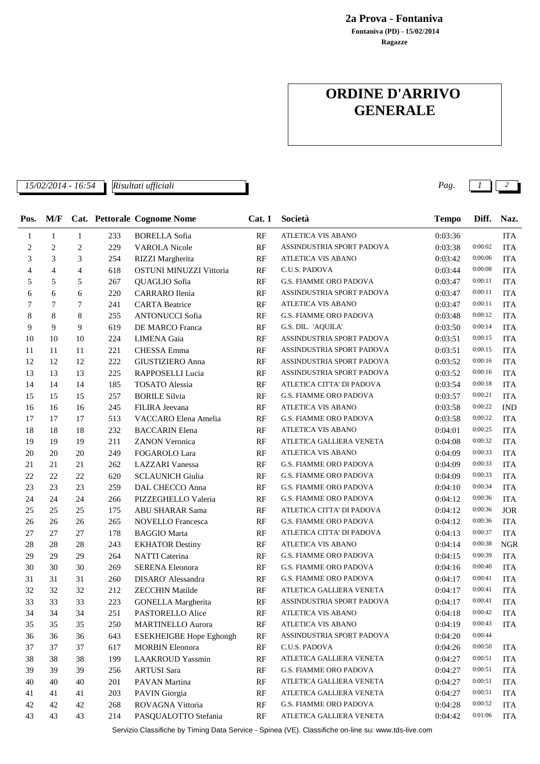**2a Prova - Fontaniva**

**Fontaniva (PD) - 15/02/2014**

**Ragazze**

# ORDINE D'ARRIVO GENERALE

*15/02/2014 - 16:54* *Risultati ufficiali*

| Pos. | M/F | Cat. | Pettorale | Cognome Nome | Cat. 1 | Società | Tempo | Diff. | Naz. |
|---|---|---|---|---|---|---|---|---|---|
| 1 | 1 | 1 | 233 | BORELLA Sofia | RF | ATLETICA VIS ABANO | 0:03:36 | | ITA |
| 2 | 2 | 2 | 229 | VAROLA Nicole | RF | ASSINDUSTRIA SPORT PADOVA | 0:03:38 | 0:00:02 | ITA |
| 3 | 3 | 3 | 254 | RIZZI Margherita | RF | ATLETICA VIS ABANO | 0:03:42 | 0:00:06 | ITA |
| 4 | 4 | 4 | 618 | OSTUNI MINUZZI Vittoria | RF | C.U.S. PADOVA | 0:03:44 | 0:00:08 | ITA |
| 5 | 5 | 5 | 267 | QUAGLIO Sofia | RF | G.S. FIAMME ORO PADOVA | 0:03:47 | 0:00:11 | ITA |
| 6 | 6 | 6 | 220 | CARRARO Ilenia | RF | ASSINDUSTRIA SPORT PADOVA | 0:03:47 | 0:00:11 | ITA |
| 7 | 7 | 7 | 241 | CARTA Beatrice | RF | ATLETICA VIS ABANO | 0:03:47 | 0:00:11 | ITA |
| 8 | 8 | 8 | 255 | ANTONUCCI Sofia | RF | G.S. FIAMME ORO PADOVA | 0:03:48 | 0:00:12 | ITA |
| 9 | 9 | 9 | 619 | DE MARCO Franca | RF | G.S. DIL. 'AQUILA' | 0:03:50 | 0:00:14 | ITA |
| 10 | 10 | 10 | 224 | LIMENA Gaia | RF | ASSINDUSTRIA SPORT PADOVA | 0:03:51 | 0:00:15 | ITA |
| 11 | 11 | 11 | 221 | CHESSA Emma | RF | ASSINDUSTRIA SPORT PADOVA | 0:03:51 | 0:00:15 | ITA |
| 12 | 12 | 12 | 222 | GIUSTIZIERO Anna | RF | ASSINDUSTRIA SPORT PADOVA | 0:03:52 | 0:00:16 | ITA |
| 13 | 13 | 13 | 225 | RAPPOSELLI Lucia | RF | ASSINDUSTRIA SPORT PADOVA | 0:03:52 | 0:00:16 | ITA |
| 14 | 14 | 14 | 185 | TOSATO Alessia | RF | ATLETICA CITTA' DI PADOVA | 0:03:54 | 0:00:18 | ITA |
| 15 | 15 | 15 | 257 | BORILE Silvia | RF | G.S. FIAMME ORO PADOVA | 0:03:57 | 0:00:21 | ITA |
| 16 | 16 | 16 | 245 | FILIRA Jeevana | RF | ATLETICA VIS ABANO | 0:03:58 | 0:00:22 | IND |
| 17 | 17 | 17 | 513 | VACCARO Elena Amelia | RF | G.S. FIAMME ORO PADOVA | 0:03:58 | 0:00:22 | ITA |
| 18 | 18 | 18 | 232 | BACCARIN Elena | RF | ATLETICA VIS ABANO | 0:04:01 | 0:00:25 | ITA |
| 19 | 19 | 19 | 211 | ZANON Veronica | RF | ATLETICA GALLIERA VENETA | 0:04:08 | 0:00:32 | ITA |
| 20 | 20 | 20 | 249 | FOGAROLO Lara | RF | ATLETICA VIS ABANO | 0:04:09 | 0:00:33 | ITA |
| 21 | 21 | 21 | 262 | LAZZARI Vanessa | RF | G.S. FIAMME ORO PADOVA | 0:04:09 | 0:00:33 | ITA |
| 22 | 22 | 22 | 620 | SCLAUNICH Giulia | RF | G.S. FIAMME ORO PADOVA | 0:04:09 | 0:00:33 | ITA |
| 23 | 23 | 23 | 259 | DAL CHECCO Anna | RF | G.S. FIAMME ORO PADOVA | 0:04:10 | 0:00:34 | ITA |
| 24 | 24 | 24 | 266 | PIZZEGHELLO Valeria | RF | G.S. FIAMME ORO PADOVA | 0:04:12 | 0:00:36 | ITA |
| 25 | 25 | 25 | 175 | ABU SHARAR Sama | RF | ATLETICA CITTA' DI PADOVA | 0:04:12 | 0:00:36 | JOR |
| 26 | 26 | 26 | 265 | NOVELLO Francesca | RF | G.S. FIAMME ORO PADOVA | 0:04:12 | 0:00:36 | ITA |
| 27 | 27 | 27 | 178 | BAGGIO Marta | RF | ATLETICA CITTA' DI PADOVA | 0:04:13 | 0:00:37 | ITA |
| 28 | 28 | 28 | 243 | EKHATOR Destiny | RF | ATLETICA VIS ABANO | 0:04:14 | 0:00:38 | NGR |
| 29 | 29 | 29 | 264 | NATTI Caterina | RF | G.S. FIAMME ORO PADOVA | 0:04:15 | 0:00:39 | ITA |
| 30 | 30 | 30 | 269 | SERENA Eleonora | RF | G.S. FIAMME ORO PADOVA | 0:04:16 | 0:00:40 | ITA |
| 31 | 31 | 31 | 260 | DISARO' Alessandra | RF | G.S. FIAMME ORO PADOVA | 0:04:17 | 0:00:41 | ITA |
| 32 | 32 | 32 | 212 | ZECCHIN Matilde | RF | ATLETICA GALLIERA VENETA | 0:04:17 | 0:00:41 | ITA |
| 33 | 33 | 33 | 223 | GONELLA Margherita | RF | ASSINDUSTRIA SPORT PADOVA | 0:04:17 | 0:00:41 | ITA |
| 34 | 34 | 34 | 251 | PASTORELLO Alice | RF | ATLETICA VIS ABANO | 0:04:18 | 0:00:42 | ITA |
| 35 | 35 | 35 | 250 | MARTINELLO Aurora | RF | ATLETICA VIS ABANO | 0:04:19 | 0:00:43 | ITA |
| 36 | 36 | 36 | 643 | ESEKHEIGBE Hope Eghongh | RF | ASSINDUSTRIA SPORT PADOVA | 0:04:20 | 0:00:44 | |
| 37 | 37 | 37 | 617 | MORBIN Eleonora | RF | C.U.S. PADOVA | 0:04:26 | 0:00:50 | ITA |
| 38 | 38 | 38 | 199 | LAAKROUD Yassmin | RF | ATLETICA GALLIERA VENETA | 0:04:27 | 0:00:51 | ITA |
| 39 | 39 | 39 | 256 | ARTUSI Sara | RF | G.S. FIAMME ORO PADOVA | 0:04:27 | 0:00:51 | ITA |
| 40 | 40 | 40 | 201 | PAVAN Martina | RF | ATLETICA GALLIERA VENETA | 0:04:27 | 0:00:51 | ITA |
| 41 | 41 | 41 | 203 | PAVIN Giorgia | RF | ATLETICA GALLIERA VENETA | 0:04:27 | 0:00:51 | ITA |
| 42 | 42 | 42 | 268 | ROVAGNA Vittoria | RF | G.S. FIAMME ORO PADOVA | 0:04:28 | 0:00:52 | ITA |
| 43 | 43 | 43 | 214 | PASQUALOTTO Stefania | RF | ATLETICA GALLIERA VENETA | 0:04:42 | 0:01:06 | ITA |

Servizio Classifiche by Timing Data Service - Spinea (VE). Classifiche on-line su: www.tds-live.com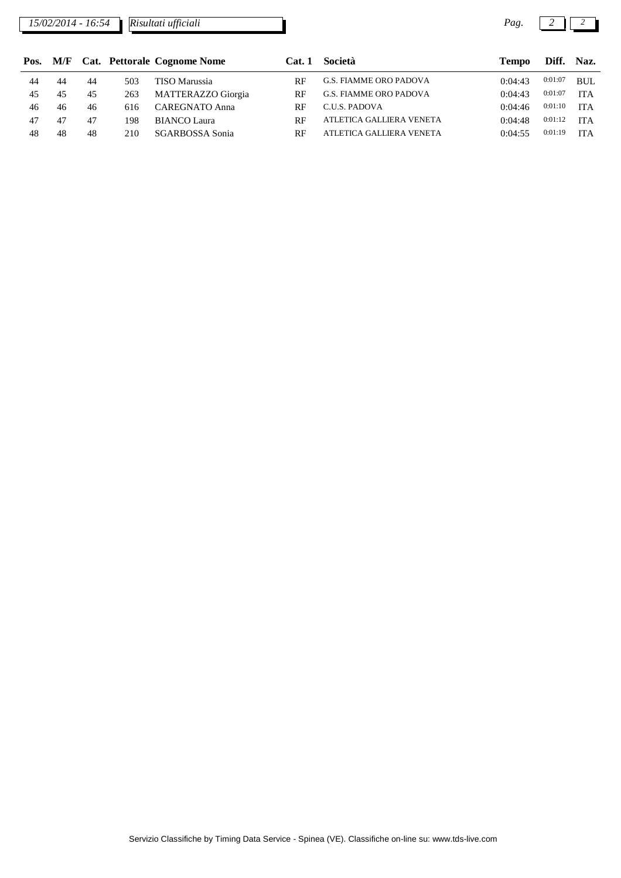| Pos. | M/F | Cat. | Pettorale | Cognome Nome | Cat. 1 | Società | Tempo | Diff. | Naz. |
|---|---|---|---|---|---|---|---|---|---|
| 44 | 44 | 44 | 503 | TISO Marussia | RF | G.S. FIAMME ORO PADOVA | 0:04:43 | 0:01:07 | BUL |
| 45 | 45 | 45 | 263 | MATTERAZZO Giorgia | RF | G.S. FIAMME ORO PADOVA | 0:04:43 | 0:01:07 | ITA |
| 46 | 46 | 46 | 616 | CAREGNATO Anna | RF | C.U.S. PADOVA | 0:04:46 | 0:01:10 | ITA |
| 47 | 47 | 47 | 198 | BIANCO Laura | RF | ATLETICA GALLIERA VENETA | 0:04:48 | 0:01:12 | ITA |
| 48 | 48 | 48 | 210 | SGARBOSSA Sonia | RF | ATLETICA GALLIERA VENETA | 0:04:55 | 0:01:19 | ITA |